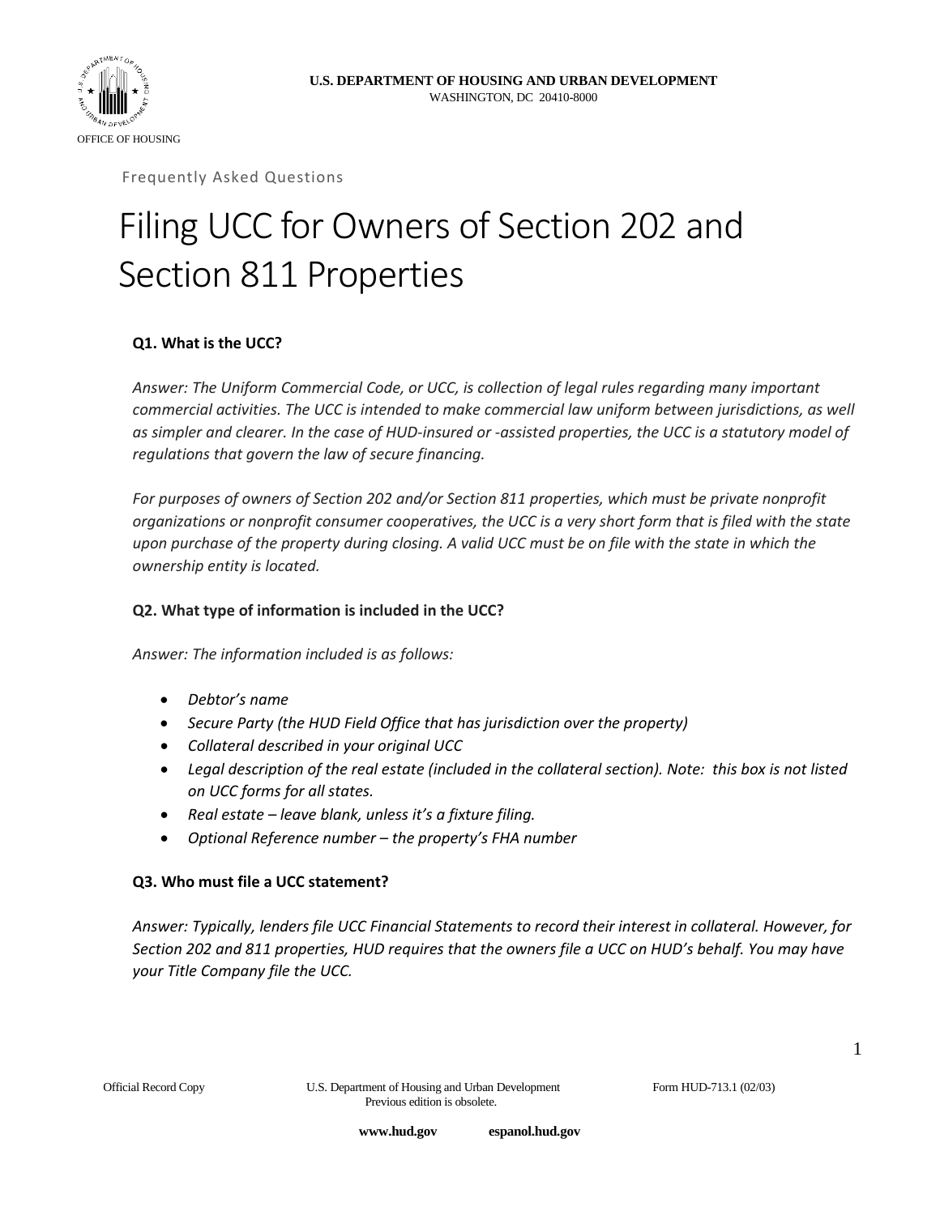U.S. DEPARTMENT OF HOUSING AND URBAN DEVELOPMENT
WASHINGTON, DC 20410-8000

OFFICE OF HOUSING

Frequently Asked Questions

# Filing UCC for Owners of Section 202 and Section 811 Properties

**Q1. What is the UCC?**

*Answer: The Uniform Commercial Code, or UCC, is collection of legal rules regarding many important commercial activities. The UCC is intended to make commercial law uniform between jurisdictions, as well as simpler and clearer. In the case of HUD-insured or -assisted properties, the UCC is a statutory model of regulations that govern the law of secure financing.*

*For purposes of owners of Section 202 and/or Section 811 properties, which must be private nonprofit organizations or nonprofit consumer cooperatives, the UCC is a very short form that is filed with the state upon purchase of the property during closing. A valid UCC must be on file with the state in which the ownership entity is located.*

**Q2. What type of information is included in the UCC?**

*Answer: The information included is as follows:*

- *Debtor's name*
- *Secure Party (the HUD Field Office that has jurisdiction over the property)*
- *Collateral described in your original UCC*
- *Legal description of the real estate (included in the collateral section). Note: this box is not listed on UCC forms for all states.*
- *Real estate – leave blank, unless it's a fixture filing.*
- *Optional Reference number – the property's FHA number*

**Q3. Who must file a UCC statement?**

*Answer: Typically, lenders file UCC Financial Statements to record their interest in collateral. However, for Section 202 and 811 properties, HUD requires that the owners file a UCC on HUD's behalf. You may have your Title Company file the UCC.*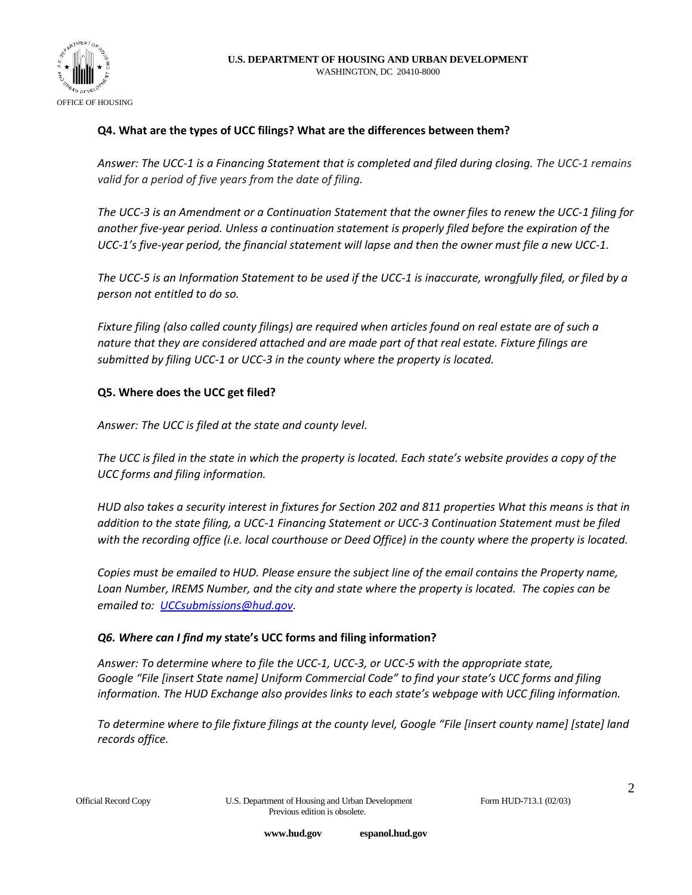**Q4. What are the types of UCC filings? What are the differences between them?**

*Answer: The UCC-1 is a Financing Statement that is completed and filed during closing. The UCC-1 remains valid for a period of five years from the date of filing.*

*The UCC-3 is an Amendment or a Continuation Statement that the owner files to renew the UCC-1 filing for another five-year period. Unless a continuation statement is properly filed before the expiration of the UCC-1's five-year period, the financial statement will lapse and then the owner must file a new UCC-1.*

*The UCC-5 is an Information Statement to be used if the UCC-1 is inaccurate, wrongfully filed, or filed by a person not entitled to do so.*

*Fixture filing (also called county filings) are required when articles found on real estate are of such a nature that they are considered attached and are made part of that real estate. Fixture filings are submitted by filing UCC-1 or UCC-3 in the county where the property is located.*

**Q5. Where does the UCC get filed?**

*Answer: The UCC is filed at the state and county level.*

*The UCC is filed in the state in which the property is located. Each state's website provides a copy of the UCC forms and filing information.*

*HUD also takes a security interest in fixtures for Section 202 and 811 properties What this means is that in addition to the state filing, a UCC-1 Financing Statement or UCC-3 Continuation Statement must be filed with the recording office (i.e. local courthouse or Deed Office) in the county where the property is located.*

*Copies must be emailed to HUD. Please ensure the subject line of the email contains the Property name, Loan Number, IREMS Number, and the city and state where the property is located. The copies can be emailed to: UCCsubmissions@hud.gov.*

***Q6. Where can I find my* state's UCC forms and filing information?**

*Answer: To determine where to file the UCC-1, UCC-3, or UCC-5 with the appropriate state, Google "File [insert State name] Uniform Commercial Code" to find your state's UCC forms and filing information. The HUD Exchange also provides links to each state's webpage with UCC filing information.*

*To determine where to file fixture filings at the county level, Google "File [insert county name] [state] land records office.*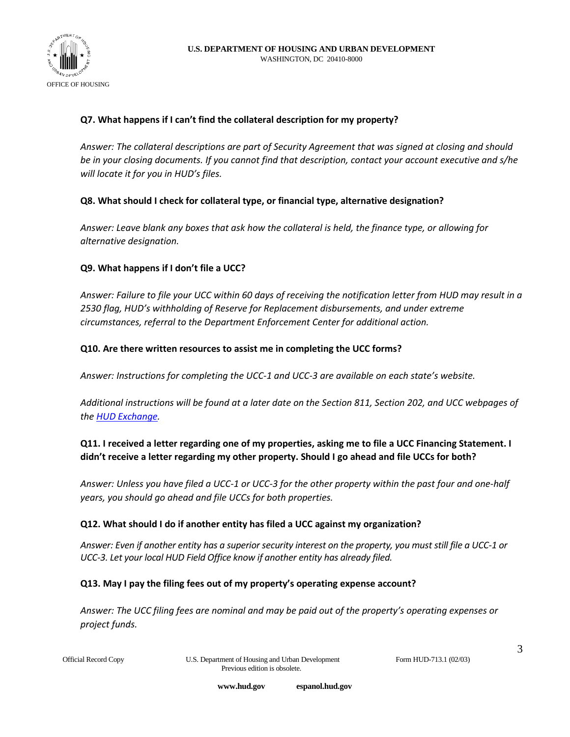**Q7. What happens if I can't find the collateral description for my property?**

*Answer: The collateral descriptions are part of Security Agreement that was signed at closing and should be in your closing documents. If you cannot find that description, contact your account executive and s/he will locate it for you in HUD's files.*

**Q8. What should I check for collateral type, or financial type, alternative designation?**

*Answer: Leave blank any boxes that ask how the collateral is held, the finance type, or allowing for alternative designation.*

**Q9. What happens if I don't file a UCC?**

*Answer: Failure to file your UCC within 60 days of receiving the notification letter from HUD may result in a 2530 flag, HUD's withholding of Reserve for Replacement disbursements, and under extreme circumstances, referral to the Department Enforcement Center for additional action.*

**Q10. Are there written resources to assist me in completing the UCC forms?**

*Answer: Instructions for completing the UCC-1 and UCC-3 are available on each state's website.*

*Additional instructions will be found at a later date on the Section 811, Section 202, and UCC webpages of the [HUD Exchange](HUD Exchange).*

**Q11. I received a letter regarding one of my properties, asking me to file a UCC Financing Statement. I didn't receive a letter regarding my other property. Should I go ahead and file UCCs for both?**

*Answer: Unless you have filed a UCC-1 or UCC-3 for the other property within the past four and one-half years, you should go ahead and file UCCs for both properties.*

**Q12. What should I do if another entity has filed a UCC against my organization?**

*Answer: Even if another entity has a superior security interest on the property, you must still file a UCC-1 or UCC-3. Let your local HUD Field Office know if another entity has already filed.*

**Q13. May I pay the filing fees out of my property's operating expense account?**

*Answer: The UCC filing fees are nominal and may be paid out of the property's operating expenses or project funds.*